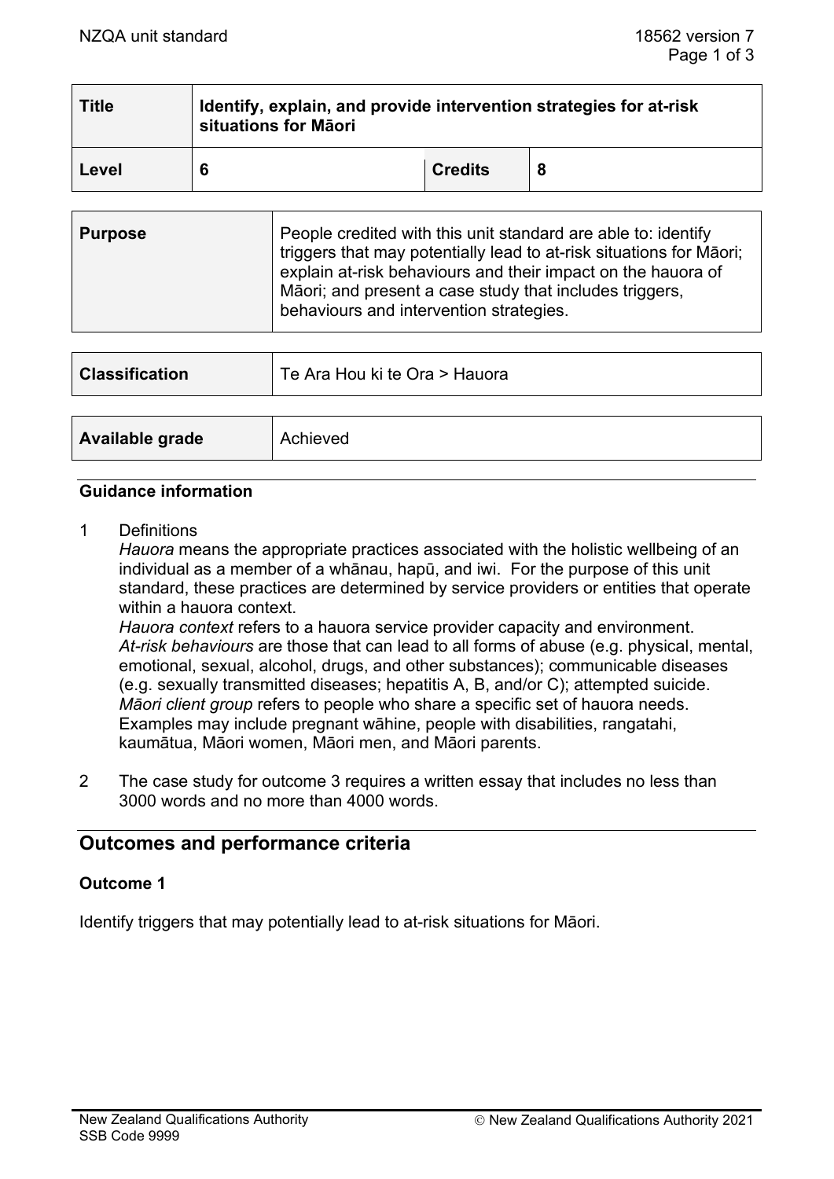| Title | Identify, explain, and provide intervention strategies for at-risk situations for Māori | | |
|---|---|---|---|
| Level | 6 | Credits | 8 |

| | |
|---|---|
| Purpose | People credited with this unit standard are able to: identify triggers that may potentially lead to at-risk situations for Māori; explain at-risk behaviours and their impact on the hauora of Māori; and present a case study that includes triggers, behaviours and intervention strategies. |

| | |
|---|---|
| Classification | Te Ara Hou ki te Ora > Hauora |

| | |
|---|---|
| Available grade | Achieved |

## Guidance information

1 Definitions

*Hauora* means the appropriate practices associated with the holistic wellbeing of an individual as a member of a whānau, hapū, and iwi. For the purpose of this unit standard, these practices are determined by service providers or entities that operate within a hauora context.

*Hauora context* refers to a hauora service provider capacity and environment.

*At-risk behaviours* are those that can lead to all forms of abuse (e.g. physical, mental, emotional, sexual, alcohol, drugs, and other substances); communicable diseases (e.g. sexually transmitted diseases; hepatitis A, B, and/or C); attempted suicide.

*Māori client group* refers to people who share a specific set of hauora needs. Examples may include pregnant wāhine, people with disabilities, rangatahi, kaumātua, Māori women, Māori men, and Māori parents.

2 The case study for outcome 3 requires a written essay that includes no less than 3000 words and no more than 4000 words.

## Outcomes and performance criteria

### Outcome 1

Identify triggers that may potentially lead to at-risk situations for Māori.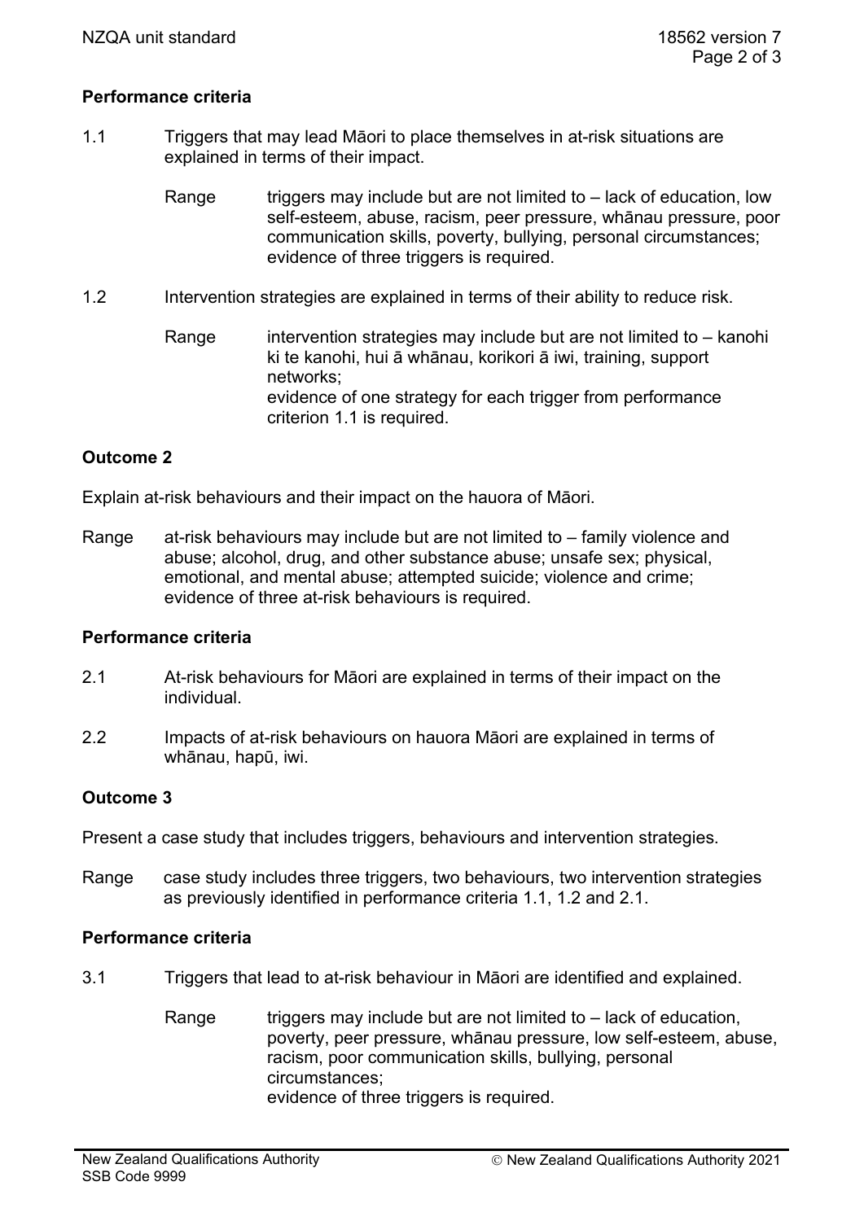**Performance criteria**

1.1 Triggers that may lead Māori to place themselves in at-risk situations are explained in terms of their impact.

Range triggers may include but are not limited to – lack of education, low self-esteem, abuse, racism, peer pressure, whānau pressure, poor communication skills, poverty, bullying, personal circumstances; evidence of three triggers is required.

1.2 Intervention strategies are explained in terms of their ability to reduce risk.

Range intervention strategies may include but are not limited to – kanohi ki te kanohi, hui ā whānau, korikori ā iwi, training, support networks;
evidence of one strategy for each trigger from performance criterion 1.1 is required.

## Outcome 2

Explain at-risk behaviours and their impact on the hauora of Māori.

Range at-risk behaviours may include but are not limited to – family violence and abuse; alcohol, drug, and other substance abuse; unsafe sex; physical, emotional, and mental abuse; attempted suicide; violence and crime; evidence of three at-risk behaviours is required.

**Performance criteria**

2.1 At-risk behaviours for Māori are explained in terms of their impact on the individual.

2.2 Impacts of at-risk behaviours on hauora Māori are explained in terms of whānau, hapū, iwi.

## Outcome 3

Present a case study that includes triggers, behaviours and intervention strategies.

Range case study includes three triggers, two behaviours, two intervention strategies as previously identified in performance criteria 1.1, 1.2 and 2.1.

**Performance criteria**

3.1 Triggers that lead to at-risk behaviour in Māori are identified and explained.

Range triggers may include but are not limited to – lack of education, poverty, peer pressure, whānau pressure, low self-esteem, abuse, racism, poor communication skills, bullying, personal circumstances;
evidence of three triggers is required.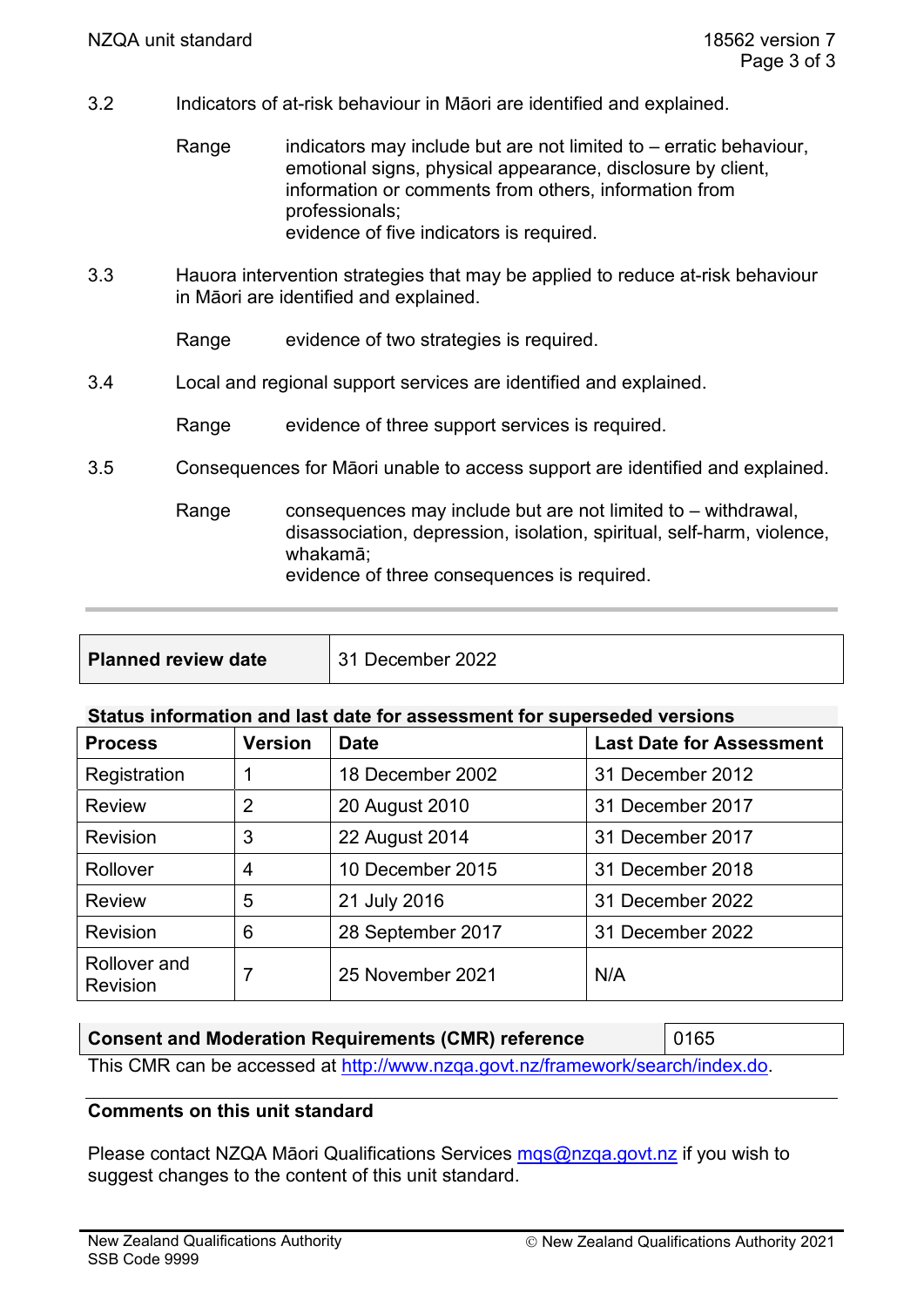3.2 Indicators of at-risk behaviour in Māori are identified and explained.

Range indicators may include but are not limited to – erratic behaviour, emotional signs, physical appearance, disclosure by client, information or comments from others, information from professionals;
evidence of five indicators is required.

3.3 Hauora intervention strategies that may be applied to reduce at-risk behaviour in Māori are identified and explained.

Range evidence of two strategies is required.

3.4 Local and regional support services are identified and explained.

Range evidence of three support services is required.

3.5 Consequences for Māori unable to access support are identified and explained.

Range consequences may include but are not limited to – withdrawal, disassociation, depression, isolation, spiritual, self-harm, violence, whakamā;
evidence of three consequences is required.

| **Planned review date** | 31 December 2022 |
|---|---|

**Status information and last date for assessment for superseded versions**

| Process | Version | Date | Last Date for Assessment |
|---|---|---|---|
| Registration | 1 | 18 December 2002 | 31 December 2012 |
| Review | 2 | 20 August 2010 | 31 December 2017 |
| Revision | 3 | 22 August 2014 | 31 December 2017 |
| Rollover | 4 | 10 December 2015 | 31 December 2018 |
| Review | 5 | 21 July 2016 | 31 December 2022 |
| Revision | 6 | 28 September 2017 | 31 December 2022 |
| Rollover and Revision | 7 | 25 November 2021 | N/A |

| **Consent and Moderation Requirements (CMR) reference** | 0165 |
|---|---|

This CMR can be accessed at http://www.nzqa.govt.nz/framework/search/index.do.

**Comments on this unit standard**

Please contact NZQA Māori Qualifications Services mqs@nzqa.govt.nz if you wish to suggest changes to the content of this unit standard.